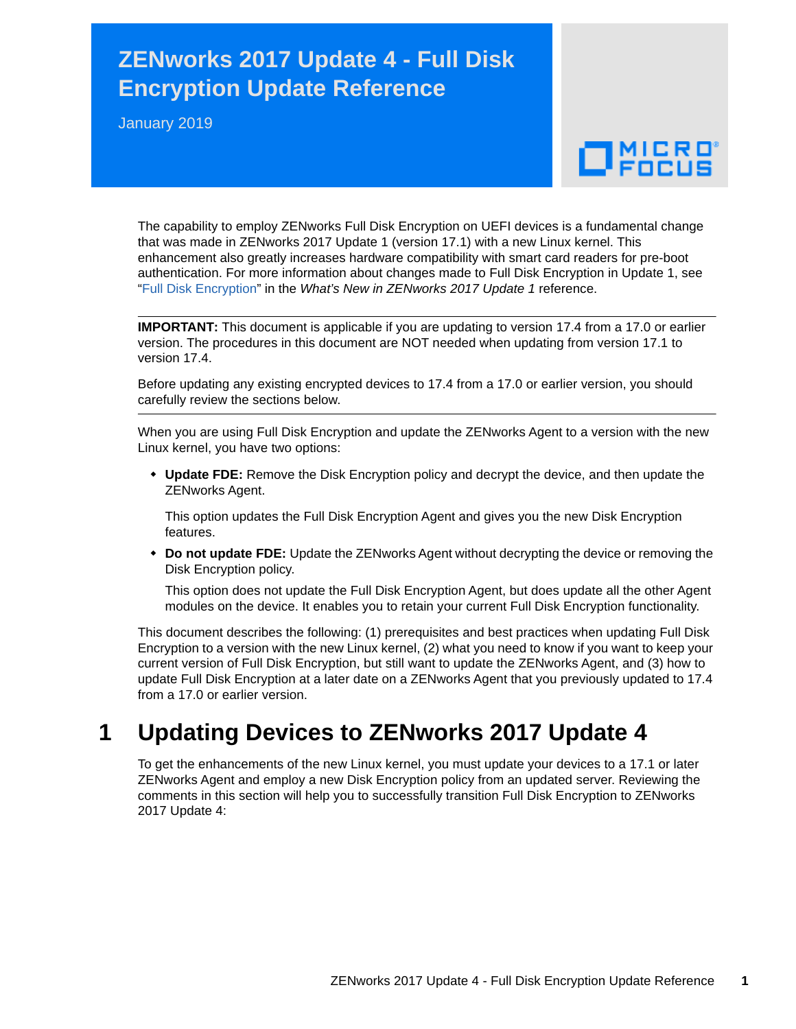# ZENworks 2017 Update 4 - Full Disk Encryption Update Reference

January 2019

The capability to employ ZENworks Full Disk Encryption on UEFI devices is a fundamental change that was made in ZENworks 2017 Update 1 (version 17.1) with a new Linux kernel. This enhancement also greatly increases hardware compatibility with smart card readers for pre-boot authentication. For more information about changes made to Full Disk Encryption in Update 1, see "Full Disk Encryption" in the *What's New in ZENworks 2017 Update 1* reference.

---

**IMPORTANT:** This document is applicable if you are updating to version 17.4 from a 17.0 or earlier version. The procedures in this document are NOT needed when updating from version 17.1 to version 17.4.

Before updating any existing encrypted devices to 17.4 from a 17.0 or earlier version, you should carefully review the sections below.

---

When you are using Full Disk Encryption and update the ZENworks Agent to a version with the new Linux kernel, you have two options:

- **Update FDE:** Remove the Disk Encryption policy and decrypt the device, and then update the ZENworks Agent.

  This option updates the Full Disk Encryption Agent and gives you the new Disk Encryption features.

- **Do not update FDE:** Update the ZENworks Agent without decrypting the device or removing the Disk Encryption policy.

  This option does not update the Full Disk Encryption Agent, but does update all the other Agent modules on the device. It enables you to retain your current Full Disk Encryption functionality.

This document describes the following: (1) prerequisites and best practices when updating Full Disk Encryption to a version with the new Linux kernel, (2) what you need to know if you want to keep your current version of Full Disk Encryption, but still want to update the ZENworks Agent, and (3) how to update Full Disk Encryption at a later date on a ZENworks Agent that you previously updated to 17.4 from a 17.0 or earlier version.

## 1 Updating Devices to ZENworks 2017 Update 4

To get the enhancements of the new Linux kernel, you must update your devices to a 17.1 or later ZENworks Agent and employ a new Disk Encryption policy from an updated server. Reviewing the comments in this section will help you to successfully transition Full Disk Encryption to ZENworks 2017 Update 4: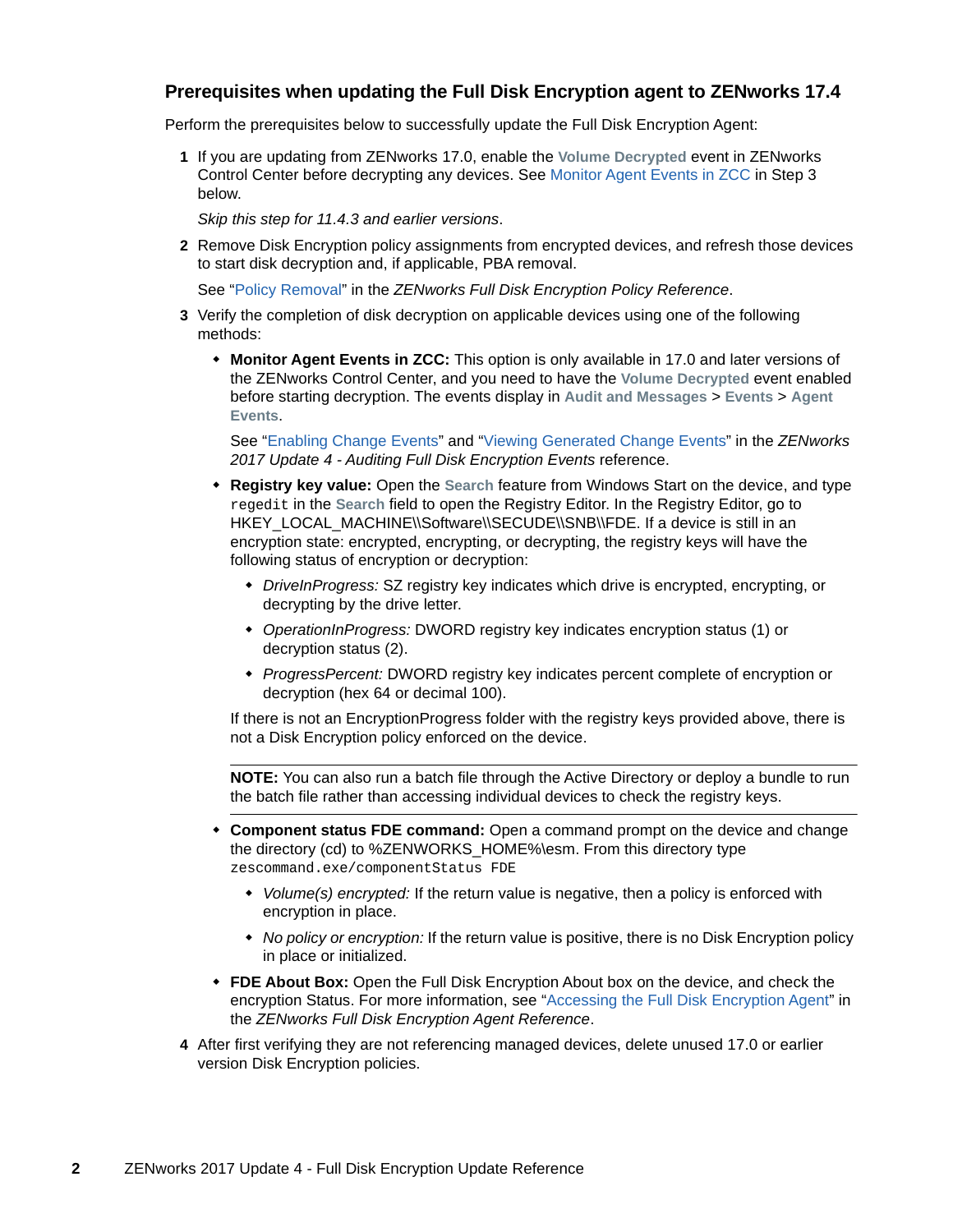## Prerequisites when updating the Full Disk Encryption agent to ZENworks 17.4

Perform the prerequisites below to successfully update the Full Disk Encryption Agent:

1. If you are updating from ZENworks 17.0, enable the **Volume Decrypted** event in ZENworks Control Center before decrypting any devices. See Monitor Agent Events in ZCC in Step 3 below.

   *Skip this step for 11.4.3 and earlier versions*.

2. Remove Disk Encryption policy assignments from encrypted devices, and refresh those devices to start disk decryption and, if applicable, PBA removal.

   See "Policy Removal" in the *ZENworks Full Disk Encryption Policy Reference*.

3. Verify the completion of disk decryption on applicable devices using one of the following methods:

   - **Monitor Agent Events in ZCC:** This option is only available in 17.0 and later versions of the ZENworks Control Center, and you need to have the **Volume Decrypted** event enabled before starting decryption. The events display in **Audit and Messages** > **Events** > **Agent Events**.

     See "Enabling Change Events" and "Viewing Generated Change Events" in the *ZENworks 2017 Update 4 - Auditing Full Disk Encryption Events* reference.

   - **Registry key value:** Open the **Search** feature from Windows Start on the device, and type `regedit` in the **Search** field to open the Registry Editor. In the Registry Editor, go to HKEY_LOCAL_MACHINE\\Software\\SECUDE\\SNB\\FDE. If a device is still in an encryption state: encrypted, encrypting, or decrypting, the registry keys will have the following status of encryption or decryption:

     - *DriveInProgress:* SZ registry key indicates which drive is encrypted, encrypting, or decrypting by the drive letter.
     - *OperationInProgress:* DWORD registry key indicates encryption status (1) or decryption status (2).
     - *ProgressPercent:* DWORD registry key indicates percent complete of encryption or decryption (hex 64 or decimal 100).

     If there is not an EncryptionProgress folder with the registry keys provided above, there is not a Disk Encryption policy enforced on the device.

     ---

     **NOTE:** You can also run a batch file through the Active Directory or deploy a bundle to run the batch file rather than accessing individual devices to check the registry keys.

     ---

   - **Component status FDE command:** Open a command prompt on the device and change the directory (cd) to %ZENWORKS_HOME%\esm. From this directory type `zescommand.exe/componentStatus FDE`

     - *Volume(s) encrypted:* If the return value is negative, then a policy is enforced with encryption in place.
     - *No policy or encryption:* If the return value is positive, there is no Disk Encryption policy in place or initialized.

   - **FDE About Box:** Open the Full Disk Encryption About box on the device, and check the encryption Status. For more information, see "Accessing the Full Disk Encryption Agent" in the *ZENworks Full Disk Encryption Agent Reference*.

4. After first verifying they are not referencing managed devices, delete unused 17.0 or earlier version Disk Encryption policies.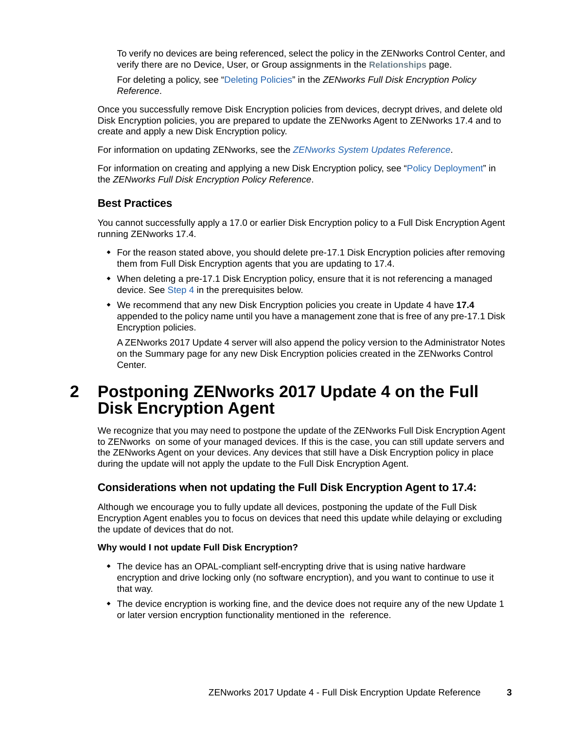To verify no devices are being referenced, select the policy in the ZENworks Control Center, and verify there are no Device, User, or Group assignments in the **Relationships** page.

For deleting a policy, see "Deleting Policies" in the *ZENworks Full Disk Encryption Policy Reference*.

Once you successfully remove Disk Encryption policies from devices, decrypt drives, and delete old Disk Encryption policies, you are prepared to update the ZENworks Agent to ZENworks 17.4 and to create and apply a new Disk Encryption policy.

For information on updating ZENworks, see the *ZENworks System Updates Reference*.

For information on creating and applying a new Disk Encryption policy, see "Policy Deployment" in the *ZENworks Full Disk Encryption Policy Reference*.

### Best Practices

You cannot successfully apply a 17.0 or earlier Disk Encryption policy to a Full Disk Encryption Agent running ZENworks 17.4.

- For the reason stated above, you should delete pre-17.1 Disk Encryption policies after removing them from Full Disk Encryption agents that you are updating to 17.4.
- When deleting a pre-17.1 Disk Encryption policy, ensure that it is not referencing a managed device. See Step 4 in the prerequisites below.
- We recommend that any new Disk Encryption policies you create in Update 4 have **17.4** appended to the policy name until you have a management zone that is free of any pre-17.1 Disk Encryption policies.

  A ZENworks 2017 Update 4 server will also append the policy version to the Administrator Notes on the Summary page for any new Disk Encryption policies created in the ZENworks Control Center.

# 2 Postponing ZENworks 2017 Update 4 on the Full Disk Encryption Agent

We recognize that you may need to postpone the update of the ZENworks Full Disk Encryption Agent to ZENworks  on some of your managed devices. If this is the case, you can still update servers and the ZENworks Agent on your devices. Any devices that still have a Disk Encryption policy in place during the update will not apply the update to the Full Disk Encryption Agent.

### Considerations when not updating the Full Disk Encryption Agent to 17.4:

Although we encourage you to fully update all devices, postponing the update of the Full Disk Encryption Agent enables you to focus on devices that need this update while delaying or excluding the update of devices that do not.

**Why would I not update Full Disk Encryption?**

- The device has an OPAL-compliant self-encrypting drive that is using native hardware encryption and drive locking only (no software encryption), and you want to continue to use it that way.
- The device encryption is working fine, and the device does not require any of the new Update 1 or later version encryption functionality mentioned in the  reference.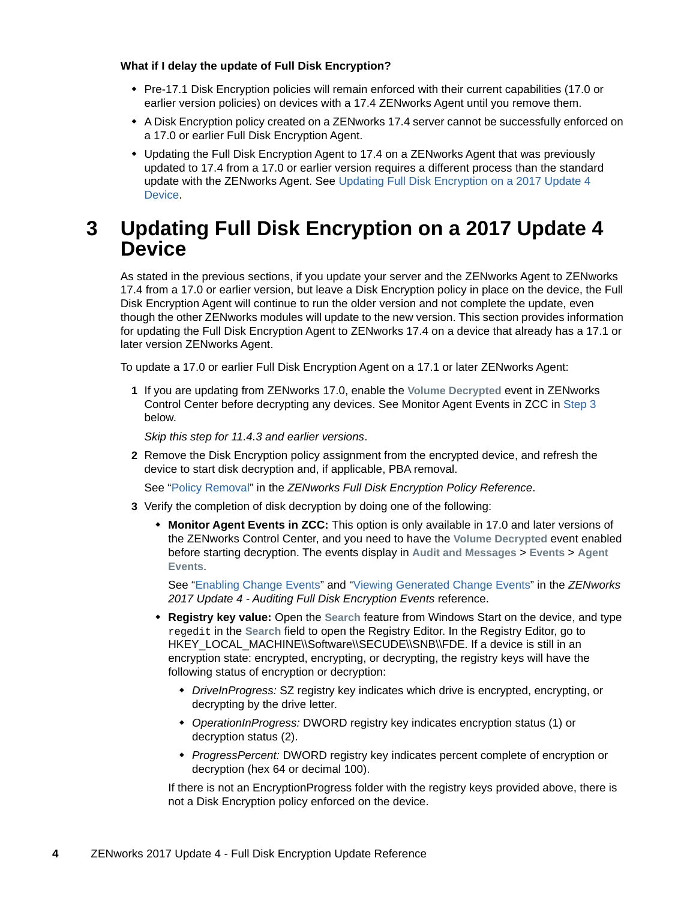**What if I delay the update of Full Disk Encryption?**

- Pre-17.1 Disk Encryption policies will remain enforced with their current capabilities (17.0 or earlier version policies) on devices with a 17.4 ZENworks Agent until you remove them.
- A Disk Encryption policy created on a ZENworks 17.4 server cannot be successfully enforced on a 17.0 or earlier Full Disk Encryption Agent.
- Updating the Full Disk Encryption Agent to 17.4 on a ZENworks Agent that was previously updated to 17.4 from a 17.0 or earlier version requires a different process than the standard update with the ZENworks Agent. See Updating Full Disk Encryption on a 2017 Update 4 Device.

# 3 Updating Full Disk Encryption on a 2017 Update 4 Device

As stated in the previous sections, if you update your server and the ZENworks Agent to ZENworks 17.4 from a 17.0 or earlier version, but leave a Disk Encryption policy in place on the device, the Full Disk Encryption Agent will continue to run the older version and not complete the update, even though the other ZENworks modules will update to the new version. This section provides information for updating the Full Disk Encryption Agent to ZENworks 17.4 on a device that already has a 17.1 or later version ZENworks Agent.

To update a 17.0 or earlier Full Disk Encryption Agent on a 17.1 or later ZENworks Agent:

1. If you are updating from ZENworks 17.0, enable the **Volume Decrypted** event in ZENworks Control Center before decrypting any devices. See Monitor Agent Events in ZCC in Step 3 below.

   *Skip this step for 11.4.3 and earlier versions*.

2. Remove the Disk Encryption policy assignment from the encrypted device, and refresh the device to start disk decryption and, if applicable, PBA removal.

   See "Policy Removal" in the *ZENworks Full Disk Encryption Policy Reference*.

3. Verify the completion of disk decryption by doing one of the following:

   - **Monitor Agent Events in ZCC:** This option is only available in 17.0 and later versions of the ZENworks Control Center, and you need to have the **Volume Decrypted** event enabled before starting decryption. The events display in **Audit and Messages** > **Events** > **Agent Events**.

     See "Enabling Change Events" and "Viewing Generated Change Events" in the *ZENworks 2017 Update 4 - Auditing Full Disk Encryption Events* reference.

   - **Registry key value:** Open the **Search** feature from Windows Start on the device, and type `regedit` in the **Search** field to open the Registry Editor. In the Registry Editor, go to HKEY_LOCAL_MACHINE\\Software\\SECUDE\\SNB\\FDE. If a device is still in an encryption state: encrypted, encrypting, or decrypting, the registry keys will have the following status of encryption or decryption:

     - *DriveInProgress:* SZ registry key indicates which drive is encrypted, encrypting, or decrypting by the drive letter.
     - *OperationInProgress:* DWORD registry key indicates encryption status (1) or decryption status (2).
     - *ProgressPercent:* DWORD registry key indicates percent complete of encryption or decryption (hex 64 or decimal 100).

     If there is not an EncryptionProgress folder with the registry keys provided above, there is not a Disk Encryption policy enforced on the device.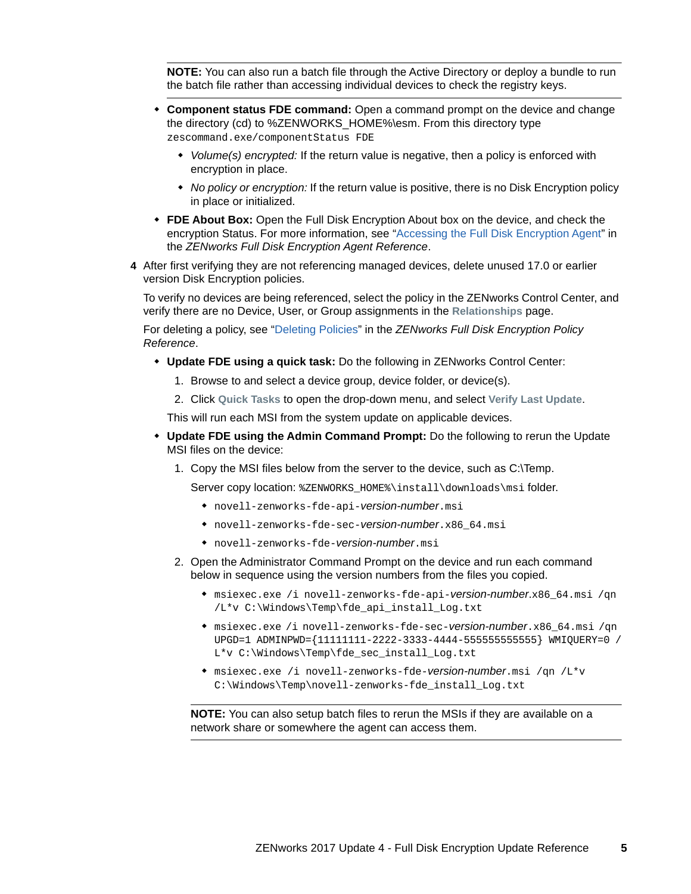**NOTE:** You can also run a batch file through the Active Directory or deploy a bundle to run the batch file rather than accessing individual devices to check the registry keys.

- **Component status FDE command:** Open a command prompt on the device and change the directory (cd) to %ZENWORKS_HOME%\esm. From this directory type `zescommand.exe/componentStatus FDE`
    - *Volume(s) encrypted:* If the return value is negative, then a policy is enforced with encryption in place.
    - *No policy or encryption:* If the return value is positive, there is no Disk Encryption policy in place or initialized.
- **FDE About Box:** Open the Full Disk Encryption About box on the device, and check the encryption Status. For more information, see "Accessing the Full Disk Encryption Agent" in the *ZENworks Full Disk Encryption Agent Reference*.

**4** After first verifying they are not referencing managed devices, delete unused 17.0 or earlier version Disk Encryption policies.

To verify no devices are being referenced, select the policy in the ZENworks Control Center, and verify there are no Device, User, or Group assignments in the **Relationships** page.

For deleting a policy, see "Deleting Policies" in the *ZENworks Full Disk Encryption Policy Reference*.

- **Update FDE using a quick task:** Do the following in ZENworks Control Center:
    1. Browse to and select a device group, device folder, or device(s).
    2. Click **Quick Tasks** to open the drop-down menu, and select **Verify Last Update**.

    This will run each MSI from the system update on applicable devices.
- **Update FDE using the Admin Command Prompt:** Do the following to rerun the Update MSI files on the device:
    1. Copy the MSI files below from the server to the device, such as C:\Temp.

        Server copy location: `%ZENWORKS_HOME%\install\downloads\msi` folder.
        - `novell-zenworks-fde-api-`*version-number*`.msi`
        - `novell-zenworks-fde-sec-`*version-number*`.x86_64.msi`
        - `novell-zenworks-fde-`*version-number*`.msi`
    2. Open the Administrator Command Prompt on the device and run each command below in sequence using the version numbers from the files you copied.
        - `msiexec.exe /i novell-zenworks-fde-api-`*version-number*`.x86_64.msi /qn /L*v C:\Windows\Temp\fde_api_install_Log.txt`
        - `msiexec.exe /i novell-zenworks-fde-sec-`*version-number*`.x86_64.msi /qn UPGD=1 ADMINPWD={11111111-2222-3333-4444-555555555555} WMIQUERY=0 /L*v C:\Windows\Temp\fde_sec_install_Log.txt`
        - `msiexec.exe /i novell-zenworks-fde-`*version-number*`.msi /qn /L*v C:\Windows\Temp\novell-zenworks-fde_install_Log.txt`

    **NOTE:** You can also setup batch files to rerun the MSIs if they are available on a network share or somewhere the agent can access them.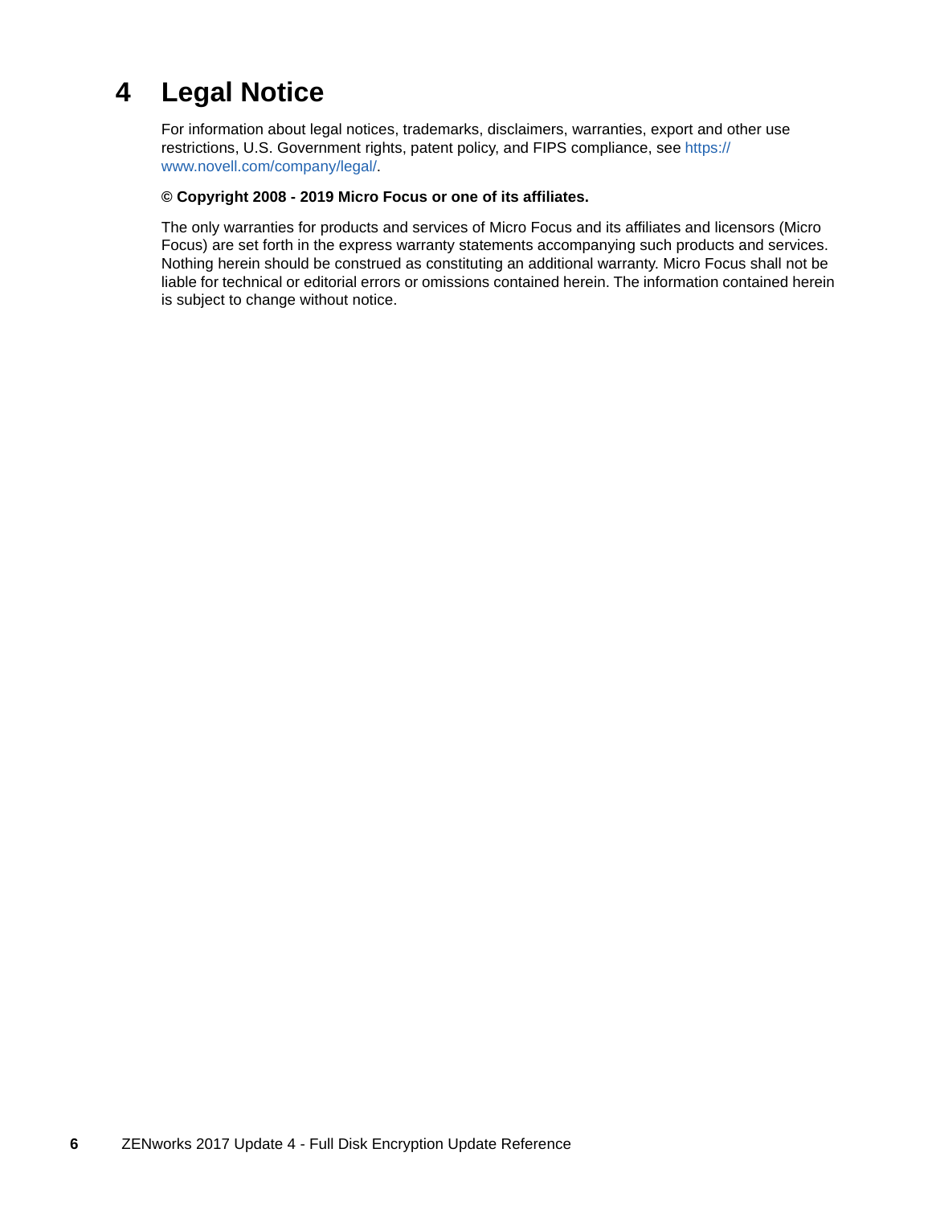# 4 Legal Notice

For information about legal notices, trademarks, disclaimers, warranties, export and other use restrictions, U.S. Government rights, patent policy, and FIPS compliance, see https://www.novell.com/company/legal/.

**© Copyright 2008 - 2019 Micro Focus or one of its affiliates.**

The only warranties for products and services of Micro Focus and its affiliates and licensors (Micro Focus) are set forth in the express warranty statements accompanying such products and services. Nothing herein should be construed as constituting an additional warranty. Micro Focus shall not be liable for technical or editorial errors or omissions contained herein. The information contained herein is subject to change without notice.